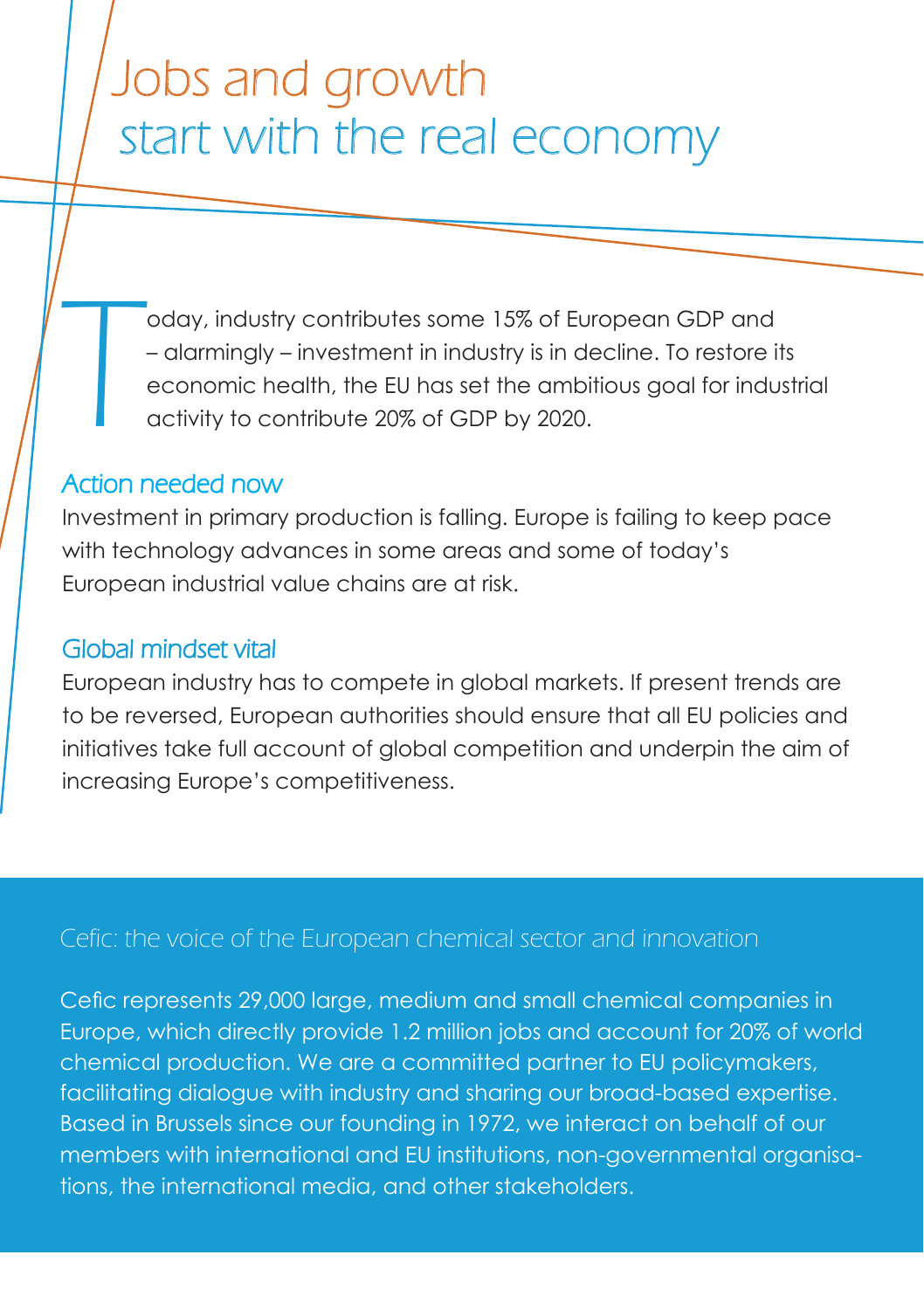# Jobs and growth start with the real economy

Today, industry contributes some 15% of European GDP and – alarmingly – investment in industry is in decline. To restore its economic health, the EU has set the ambitious goal for industrial activity to contribute 20% of GDP by 2020.

## Action needed now

Investment in primary production is falling. Europe is failing to keep pace with technology advances in some areas and some of today's European industrial value chains are at risk.

## Global mindset vital

European industry has to compete in global markets. If present trends are to be reversed, European authorities should ensure that all EU policies and initiatives take full account of global competition and underpin the aim of increasing Europe's competitiveness.

## Cefic: the voice of the European chemical sector and innovation

Cefic represents 29,000 large, medium and small chemical companies in Europe, which directly provide 1.2 million jobs and account for 20% of world chemical production. We are a committed partner to EU policymakers, facilitating dialogue with industry and sharing our broad-based expertise. Based in Brussels since our founding in 1972, we interact on behalf of our members with international and EU institutions, non-governmental organisations, the international media, and other stakeholders.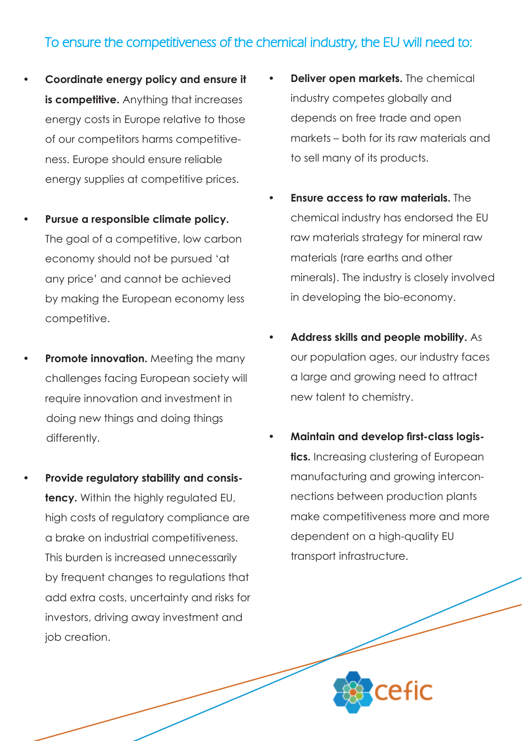## To ensure the competitiveness of the chemical industry, the EU will need to:

- **Coordinate energy policy and ensure it is competitive.** Anything that increases energy costs in Europe relative to those of our competitors harms competitiveness. Europe should ensure reliable energy supplies at competitive prices.

- **Pursue a responsible climate policy.** The goal of a competitive, low carbon economy should not be pursued 'at any price' and cannot be achieved by making the European economy less competitive.

- **Promote innovation.** Meeting the many challenges facing European society will require innovation and investment in doing new things and doing things differently.

- **Provide regulatory stability and consistency.** Within the highly regulated EU, high costs of regulatory compliance are a brake on industrial competitiveness. This burden is increased unnecessarily by frequent changes to regulations that add extra costs, uncertainty and risks for investors, driving away investment and job creation.

- **Deliver open markets.** The chemical industry competes globally and depends on free trade and open markets – both for its raw materials and to sell many of its products.

- **Ensure access to raw materials.** The chemical industry has endorsed the EU raw materials strategy for mineral raw materials (rare earths and other minerals). The industry is closely involved in developing the bio-economy.

- **Address skills and people mobility.** As our population ages, our industry faces a large and growing need to attract new talent to chemistry.

- **Maintain and develop first-class logistics.** Increasing clustering of European manufacturing and growing interconnections between production plants make competitiveness more and more dependent on a high-quality EU transport infrastructure.

cefic